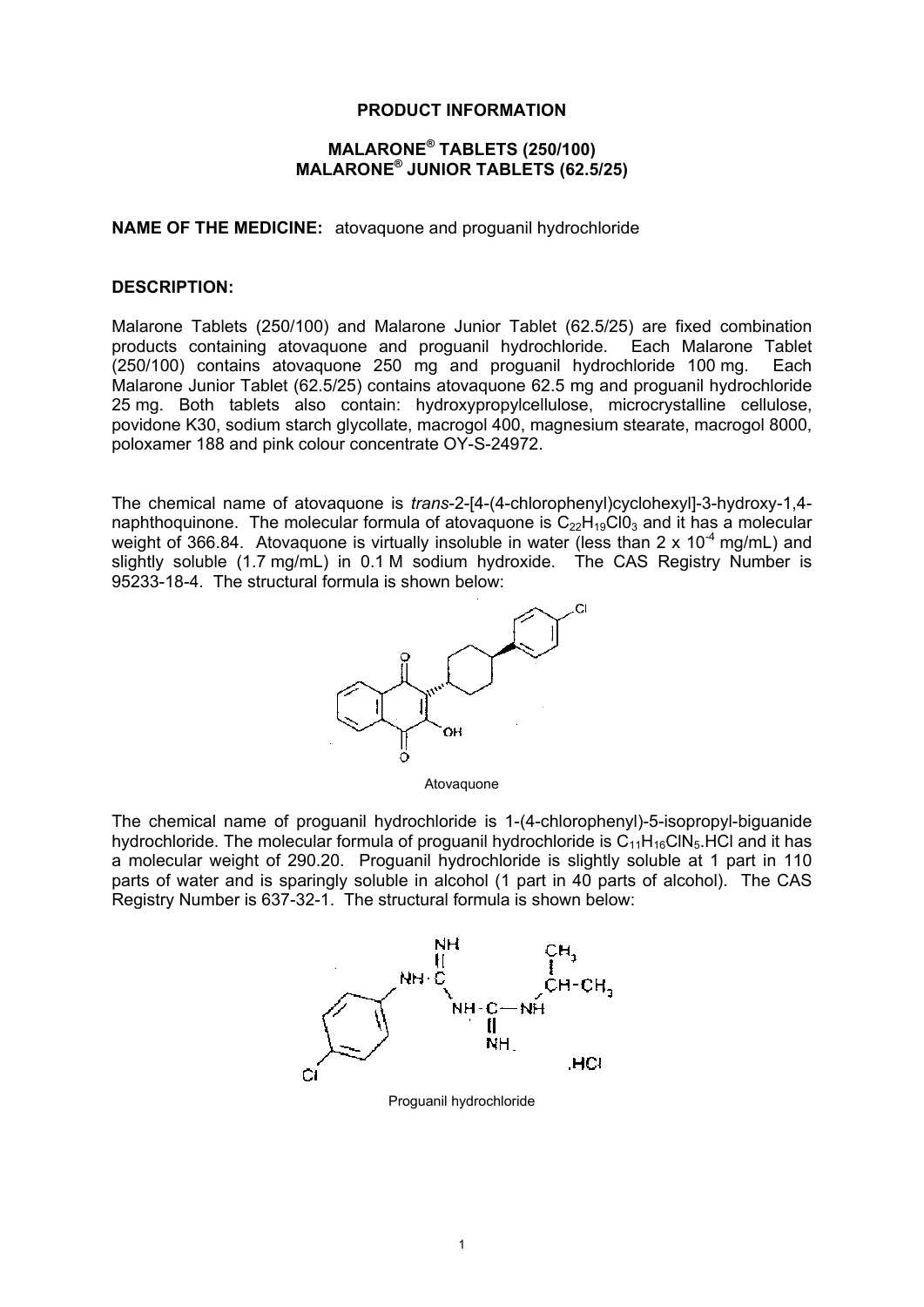# PRODUCT INFORMATION

## MALARONE® TABLETS (250/100)
## MALARONE® JUNIOR TABLETS (62.5/25)

**NAME OF THE MEDICINE:** atovaquone and proguanil hydrochloride

**DESCRIPTION:**

Malarone Tablets (250/100) and Malarone Junior Tablet (62.5/25) are fixed combination products containing atovaquone and proguanil hydrochloride. Each Malarone Tablet (250/100) contains atovaquone 250 mg and proguanil hydrochloride 100 mg. Each Malarone Junior Tablet (62.5/25) contains atovaquone 62.5 mg and proguanil hydrochloride 25 mg. Both tablets also contain: hydroxypropylcellulose, microcrystalline cellulose, povidone K30, sodium starch glycollate, macrogol 400, magnesium stearate, macrogol 8000, poloxamer 188 and pink colour concentrate OY-S-24972.

The chemical name of atovaquone is *trans*-2-[4-(4-chlorophenyl)cyclohexyl]-3-hydroxy-1,4-naphthoquinone. The molecular formula of atovaquone is $C_{22}H_{19}Cl0_3$ and it has a molecular weight of 366.84. Atovaquone is virtually insoluble in water (less than $2 \times 10^{-4}$ mg/mL) and slightly soluble (1.7 mg/mL) in 0.1 M sodium hydroxide. The CAS Registry Number is 95233-18-4. The structural formula is shown below:

Atovaquone

The chemical name of proguanil hydrochloride is 1-(4-chlorophenyl)-5-isopropyl-biguanide hydrochloride. The molecular formula of proguanil hydrochloride is $C_{11}H_{16}ClN_5$.HCl and it has a molecular weight of 290.20. Proguanil hydrochloride is slightly soluble at 1 part in 110 parts of water and is sparingly soluble in alcohol (1 part in 40 parts of alcohol). The CAS Registry Number is 637-32-1. The structural formula is shown below:

Proguanil hydrochloride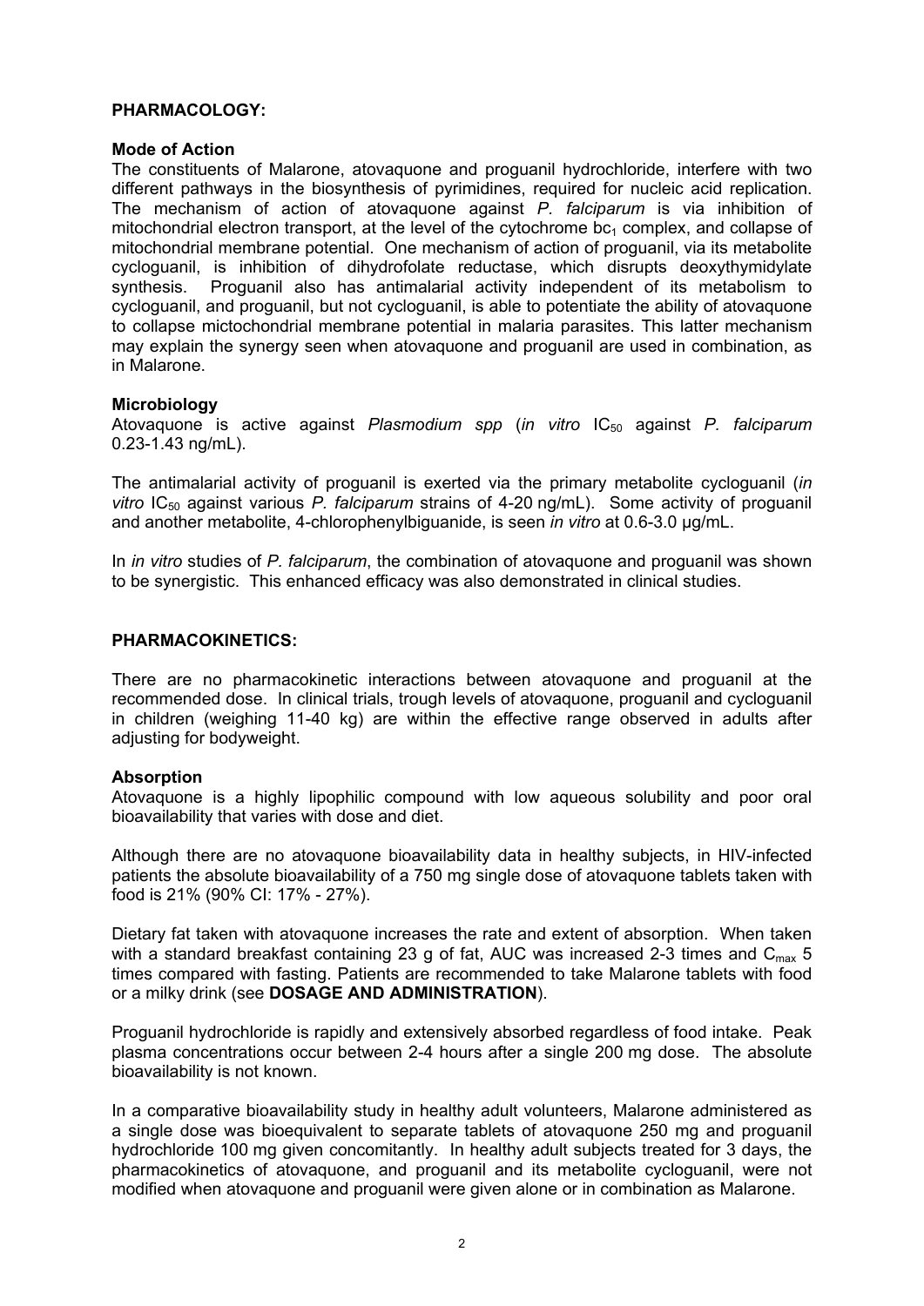## PHARMACOLOGY:

### Mode of Action

The constituents of Malarone, atovaquone and proguanil hydrochloride, interfere with two different pathways in the biosynthesis of pyrimidines, required for nucleic acid replication. The mechanism of action of atovaquone against *P. falciparum* is via inhibition of mitochondrial electron transport, at the level of the cytochrome $bc_1$ complex, and collapse of mitochondrial membrane potential. One mechanism of action of proguanil, via its metabolite cycloguanil, is inhibition of dihydrofolate reductase, which disrupts deoxythymidylate synthesis. Proguanil also has antimalarial activity independent of its metabolism to cycloguanil, and proguanil, but not cycloguanil, is able to potentiate the ability of atovaquone to collapse mictochondrial membrane potential in malaria parasites. This latter mechanism may explain the synergy seen when atovaquone and proguanil are used in combination, as in Malarone.

### Microbiology

Atovaquone is active against *Plasmodium spp* (*in vitro* $IC_{50}$ against *P. falciparum* 0.23-1.43 ng/mL).

The antimalarial activity of proguanil is exerted via the primary metabolite cycloguanil (*in vitro* $IC_{50}$ against various *P. falciparum* strains of 4-20 ng/mL). Some activity of proguanil and another metabolite, 4-chlorophenylbiguanide, is seen *in vitro* at 0.6-3.0 μg/mL.

In *in vitro* studies of *P. falciparum*, the combination of atovaquone and proguanil was shown to be synergistic. This enhanced efficacy was also demonstrated in clinical studies.

## PHARMACOKINETICS:

There are no pharmacokinetic interactions between atovaquone and proguanil at the recommended dose. In clinical trials, trough levels of atovaquone, proguanil and cycloguanil in children (weighing 11-40 kg) are within the effective range observed in adults after adjusting for bodyweight.

### Absorption

Atovaquone is a highly lipophilic compound with low aqueous solubility and poor oral bioavailability that varies with dose and diet.

Although there are no atovaquone bioavailability data in healthy subjects, in HIV-infected patients the absolute bioavailability of a 750 mg single dose of atovaquone tablets taken with food is 21% (90% CI: 17% - 27%).

Dietary fat taken with atovaquone increases the rate and extent of absorption. When taken with a standard breakfast containing 23 g of fat, AUC was increased 2-3 times and $C_{max}$ 5 times compared with fasting. Patients are recommended to take Malarone tablets with food or a milky drink (see **DOSAGE AND ADMINISTRATION**).

Proguanil hydrochloride is rapidly and extensively absorbed regardless of food intake. Peak plasma concentrations occur between 2-4 hours after a single 200 mg dose. The absolute bioavailability is not known.

In a comparative bioavailability study in healthy adult volunteers, Malarone administered as a single dose was bioequivalent to separate tablets of atovaquone 250 mg and proguanil hydrochloride 100 mg given concomitantly. In healthy adult subjects treated for 3 days, the pharmacokinetics of atovaquone, and proguanil and its metabolite cycloguanil, were not modified when atovaquone and proguanil were given alone or in combination as Malarone.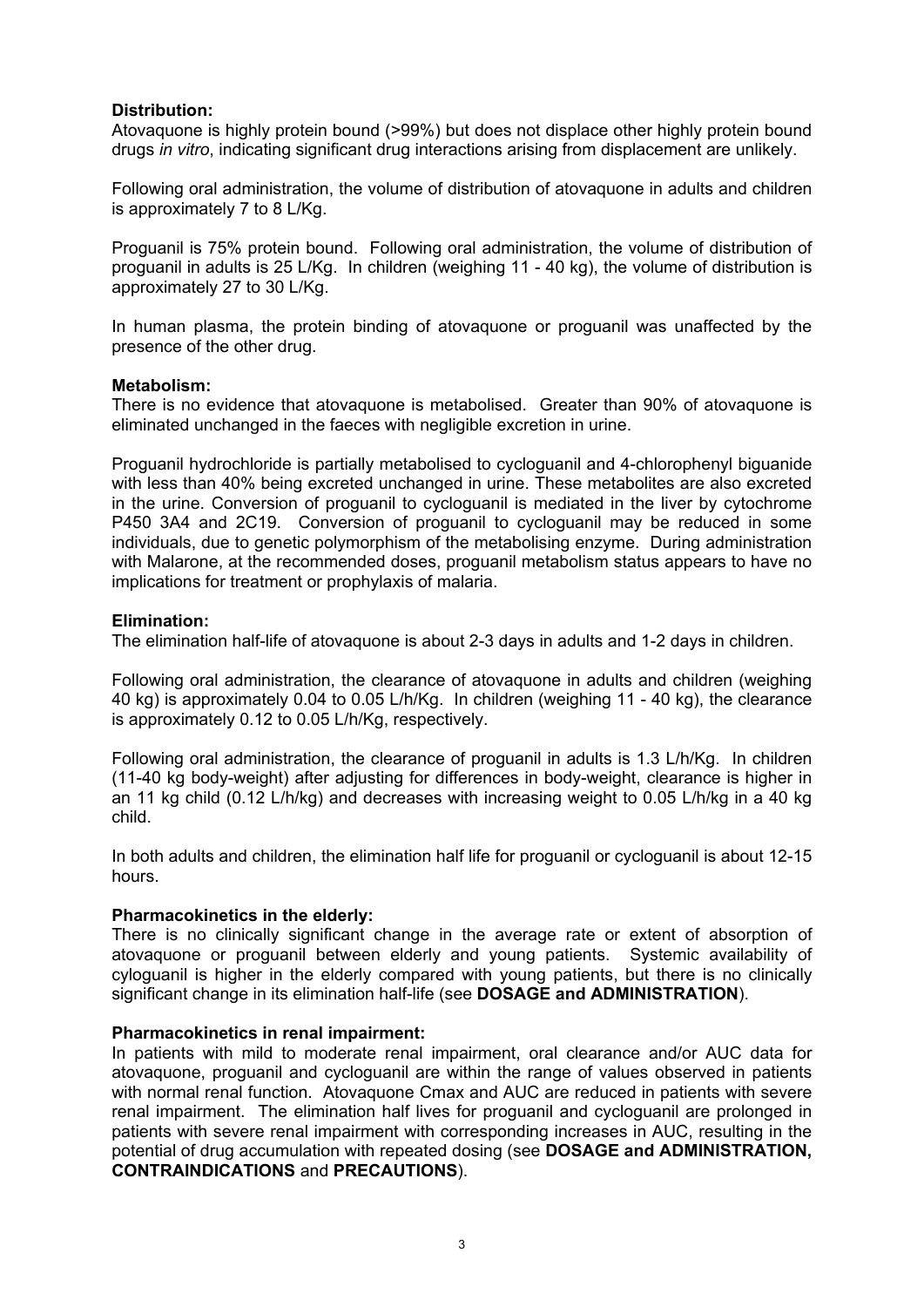**Distribution:**

Atovaquone is highly protein bound (>99%) but does not displace other highly protein bound drugs *in vitro*, indicating significant drug interactions arising from displacement are unlikely.

Following oral administration, the volume of distribution of atovaquone in adults and children is approximately 7 to 8 L/Kg.

Proguanil is 75% protein bound. Following oral administration, the volume of distribution of proguanil in adults is 25 L/Kg. In children (weighing 11 - 40 kg), the volume of distribution is approximately 27 to 30 L/Kg.

In human plasma, the protein binding of atovaquone or proguanil was unaffected by the presence of the other drug.

**Metabolism:**

There is no evidence that atovaquone is metabolised. Greater than 90% of atovaquone is eliminated unchanged in the faeces with negligible excretion in urine.

Proguanil hydrochloride is partially metabolised to cycloguanil and 4-chlorophenyl biguanide with less than 40% being excreted unchanged in urine. These metabolites are also excreted in the urine. Conversion of proguanil to cycloguanil is mediated in the liver by cytochrome P450 3A4 and 2C19. Conversion of proguanil to cycloguanil may be reduced in some individuals, due to genetic polymorphism of the metabolising enzyme. During administration with Malarone, at the recommended doses, proguanil metabolism status appears to have no implications for treatment or prophylaxis of malaria.

**Elimination:**

The elimination half-life of atovaquone is about 2-3 days in adults and 1-2 days in children.

Following oral administration, the clearance of atovaquone in adults and children (weighing 40 kg) is approximately 0.04 to 0.05 L/h/Kg. In children (weighing 11 - 40 kg), the clearance is approximately 0.12 to 0.05 L/h/Kg, respectively.

Following oral administration, the clearance of proguanil in adults is 1.3 L/h/Kg. In children (11-40 kg body-weight) after adjusting for differences in body-weight, clearance is higher in an 11 kg child (0.12 L/h/kg) and decreases with increasing weight to 0.05 L/h/kg in a 40 kg child.

In both adults and children, the elimination half life for proguanil or cycloguanil is about 12-15 hours.

**Pharmacokinetics in the elderly:**

There is no clinically significant change in the average rate or extent of absorption of atovaquone or proguanil between elderly and young patients. Systemic availability of cyloguanil is higher in the elderly compared with young patients, but there is no clinically significant change in its elimination half-life (see **DOSAGE and ADMINISTRATION**).

**Pharmacokinetics in renal impairment:**

In patients with mild to moderate renal impairment, oral clearance and/or AUC data for atovaquone, proguanil and cycloguanil are within the range of values observed in patients with normal renal function. Atovaquone Cmax and AUC are reduced in patients with severe renal impairment. The elimination half lives for proguanil and cycloguanil are prolonged in patients with severe renal impairment with corresponding increases in AUC, resulting in the potential of drug accumulation with repeated dosing (see **DOSAGE and ADMINISTRATION, CONTRAINDICATIONS** and **PRECAUTIONS**).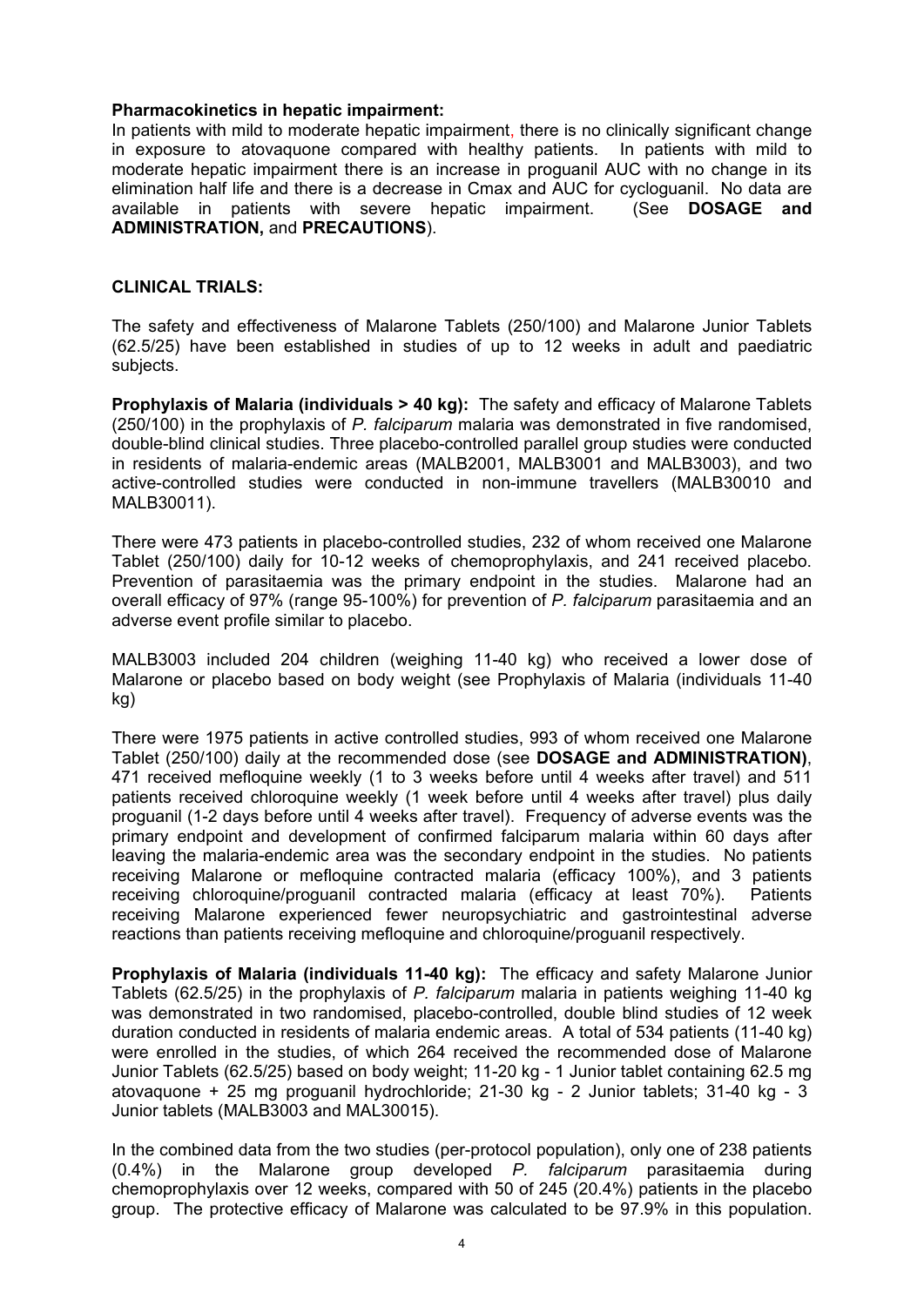**Pharmacokinetics in hepatic impairment:**
In patients with mild to moderate hepatic impairment, there is no clinically significant change in exposure to atovaquone compared with healthy patients. In patients with mild to moderate hepatic impairment there is an increase in proguanil AUC with no change in its elimination half life and there is a decrease in Cmax and AUC for cycloguanil. No data are available in patients with severe hepatic impairment. (See **DOSAGE and ADMINISTRATION,** and **PRECAUTIONS**).

## CLINICAL TRIALS:

The safety and effectiveness of Malarone Tablets (250/100) and Malarone Junior Tablets (62.5/25) have been established in studies of up to 12 weeks in adult and paediatric subjects.

**Prophylaxis of Malaria (individuals > 40 kg):** The safety and efficacy of Malarone Tablets (250/100) in the prophylaxis of *P. falciparum* malaria was demonstrated in five randomised, double-blind clinical studies. Three placebo-controlled parallel group studies were conducted in residents of malaria-endemic areas (MALB2001, MALB3001 and MALB3003), and two active-controlled studies were conducted in non-immune travellers (MALB30010 and MALB30011).

There were 473 patients in placebo-controlled studies, 232 of whom received one Malarone Tablet (250/100) daily for 10-12 weeks of chemoprophylaxis, and 241 received placebo. Prevention of parasitaemia was the primary endpoint in the studies. Malarone had an overall efficacy of 97% (range 95-100%) for prevention of *P. falciparum* parasitaemia and an adverse event profile similar to placebo.

MALB3003 included 204 children (weighing 11-40 kg) who received a lower dose of Malarone or placebo based on body weight (see Prophylaxis of Malaria (individuals 11-40 kg)

There were 1975 patients in active controlled studies, 993 of whom received one Malarone Tablet (250/100) daily at the recommended dose (see **DOSAGE and ADMINISTRATION)**, 471 received mefloquine weekly (1 to 3 weeks before until 4 weeks after travel) and 511 patients received chloroquine weekly (1 week before until 4 weeks after travel) plus daily proguanil (1-2 days before until 4 weeks after travel). Frequency of adverse events was the primary endpoint and development of confirmed falciparum malaria within 60 days after leaving the malaria-endemic area was the secondary endpoint in the studies. No patients receiving Malarone or mefloquine contracted malaria (efficacy 100%), and 3 patients receiving chloroquine/proguanil contracted malaria (efficacy at least 70%). Patients receiving Malarone experienced fewer neuropsychiatric and gastrointestinal adverse reactions than patients receiving mefloquine and chloroquine/proguanil respectively.

**Prophylaxis of Malaria (individuals 11-40 kg):** The efficacy and safety Malarone Junior Tablets (62.5/25) in the prophylaxis of *P. falciparum* malaria in patients weighing 11-40 kg was demonstrated in two randomised, placebo-controlled, double blind studies of 12 week duration conducted in residents of malaria endemic areas. A total of 534 patients (11-40 kg) were enrolled in the studies, of which 264 received the recommended dose of Malarone Junior Tablets (62.5/25) based on body weight; 11-20 kg - 1 Junior tablet containing 62.5 mg atovaquone + 25 mg proguanil hydrochloride; 21-30 kg - 2 Junior tablets; 31-40 kg - 3 Junior tablets (MALB3003 and MAL30015).

In the combined data from the two studies (per-protocol population), only one of 238 patients (0.4%) in the Malarone group developed *P. falciparum* parasitaemia during chemoprophylaxis over 12 weeks, compared with 50 of 245 (20.4%) patients in the placebo group. The protective efficacy of Malarone was calculated to be 97.9% in this population.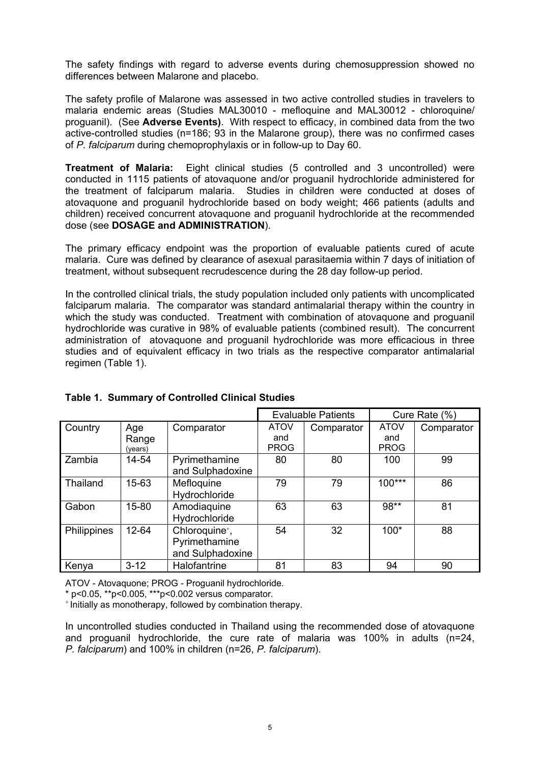The safety findings with regard to adverse events during chemosuppression showed no differences between Malarone and placebo.

The safety profile of Malarone was assessed in two active controlled studies in travelers to malaria endemic areas (Studies MAL30010 - mefloquine and MAL30012 - chloroquine/ proguanil). (See **Adverse Events)**. With respect to efficacy, in combined data from the two active-controlled studies (n=186; 93 in the Malarone group), there was no confirmed cases of *P. falciparum* during chemoprophylaxis or in follow-up to Day 60.

**Treatment of Malaria:** Eight clinical studies (5 controlled and 3 uncontrolled) were conducted in 1115 patients of atovaquone and/or proguanil hydrochloride administered for the treatment of falciparum malaria. Studies in children were conducted at doses of atovaquone and proguanil hydrochloride based on body weight; 466 patients (adults and children) received concurrent atovaquone and proguanil hydrochloride at the recommended dose (see **DOSAGE and ADMINISTRATION**).

The primary efficacy endpoint was the proportion of evaluable patients cured of acute malaria. Cure was defined by clearance of asexual parasitaemia within 7 days of initiation of treatment, without subsequent recrudescence during the 28 day follow-up period.

In the controlled clinical trials, the study population included only patients with uncomplicated falciparum malaria. The comparator was standard antimalarial therapy within the country in which the study was conducted. Treatment with combination of atovaquone and proguanil hydrochloride was curative in 98% of evaluable patients (combined result). The concurrent administration of atovaquone and proguanil hydrochloride was more efficacious in three studies and of equivalent efficacy in two trials as the respective comparator antimalarial regimen (Table 1).

**Table 1. Summary of Controlled Clinical Studies**

| | | | Evaluable Patients | | Cure Rate (%) | |
|---|---|---|---|---|---|---|
| Country | Age Range (years) | Comparator | ATOV and PROG | Comparator | ATOV and PROG | Comparator |
| Zambia | 14-54 | Pyrimethamine and Sulphadoxine | 80 | 80 | 100 | 99 |
| Thailand | 15-63 | Mefloquine Hydrochloride | 79 | 79 | 100*** | 86 |
| Gabon | 15-80 | Amodiaquine Hydrochloride | 63 | 63 | 98** | 81 |
| Philippines | 12-64 | Chloroquine+, Pyrimethamine and Sulphadoxine | 54 | 32 | 100* | 88 |
| Kenya | 3-12 | Halofantrine | 81 | 83 | 94 | 90 |

ATOV - Atovaquone; PROG - Proguanil hydrochloride.
* $p<0.05$, ** $p<0.005$, *** $p<0.002$ versus comparator.
+ Initially as monotherapy, followed by combination therapy.

In uncontrolled studies conducted in Thailand using the recommended dose of atovaquone and proguanil hydrochloride, the cure rate of malaria was 100% in adults (n=24, *P. falciparum*) and 100% in children (n=26, *P. falciparum*).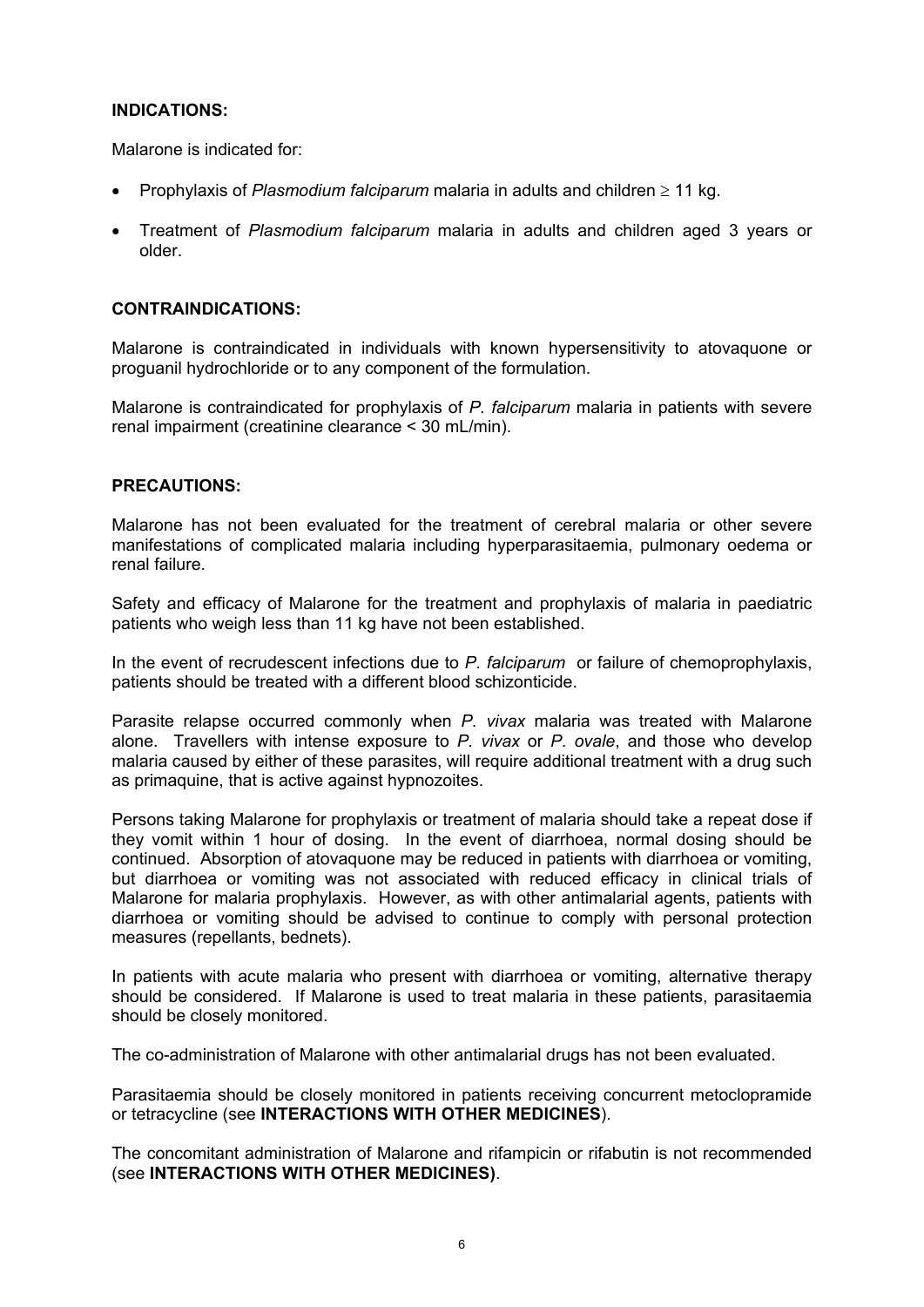**INDICATIONS:**

Malarone is indicated for:

- Prophylaxis of *Plasmodium falciparum* malaria in adults and children $\geq$ 11 kg.
- Treatment of *Plasmodium falciparum* malaria in adults and children aged 3 years or older.

**CONTRAINDICATIONS:**

Malarone is contraindicated in individuals with known hypersensitivity to atovaquone or proguanil hydrochloride or to any component of the formulation.

Malarone is contraindicated for prophylaxis of *P. falciparum* malaria in patients with severe renal impairment (creatinine clearance < 30 mL/min).

**PRECAUTIONS:**

Malarone has not been evaluated for the treatment of cerebral malaria or other severe manifestations of complicated malaria including hyperparasitaemia, pulmonary oedema or renal failure.

Safety and efficacy of Malarone for the treatment and prophylaxis of malaria in paediatric patients who weigh less than 11 kg have not been established.

In the event of recrudescent infections due to *P. falciparum* or failure of chemoprophylaxis, patients should be treated with a different blood schizonticide.

Parasite relapse occurred commonly when *P. vivax* malaria was treated with Malarone alone. Travellers with intense exposure to *P. vivax* or *P. ovale*, and those who develop malaria caused by either of these parasites, will require additional treatment with a drug such as primaquine, that is active against hypnozoites.

Persons taking Malarone for prophylaxis or treatment of malaria should take a repeat dose if they vomit within 1 hour of dosing. In the event of diarrhoea, normal dosing should be continued. Absorption of atovaquone may be reduced in patients with diarrhoea or vomiting, but diarrhoea or vomiting was not associated with reduced efficacy in clinical trials of Malarone for malaria prophylaxis. However, as with other antimalarial agents, patients with diarrhoea or vomiting should be advised to continue to comply with personal protection measures (repellants, bednets).

In patients with acute malaria who present with diarrhoea or vomiting, alternative therapy should be considered. If Malarone is used to treat malaria in these patients, parasitaemia should be closely monitored.

The co-administration of Malarone with other antimalarial drugs has not been evaluated.

Parasitaemia should be closely monitored in patients receiving concurrent metoclopramide or tetracycline (see **INTERACTIONS WITH OTHER MEDICINES**).

The concomitant administration of Malarone and rifampicin or rifabutin is not recommended (see **INTERACTIONS WITH OTHER MEDICINES)**.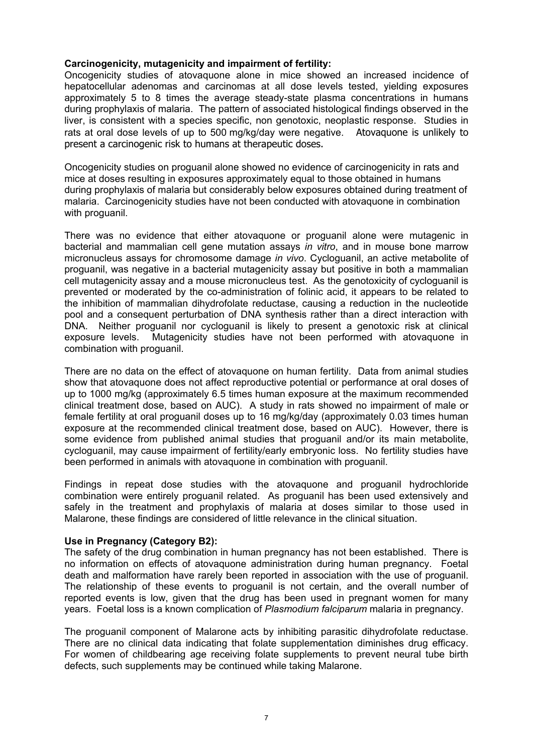**Carcinogenicity, mutagenicity and impairment of fertility:**

Oncogenicity studies of atovaquone alone in mice showed an increased incidence of hepatocellular adenomas and carcinomas at all dose levels tested, yielding exposures approximately 5 to 8 times the average steady-state plasma concentrations in humans during prophylaxis of malaria. The pattern of associated histological findings observed in the liver, is consistent with a species specific, non genotoxic, neoplastic response. Studies in rats at oral dose levels of up to 500 mg/kg/day were negative. Atovaquone is unlikely to present a carcinogenic risk to humans at therapeutic doses.

Oncogenicity studies on proguanil alone showed no evidence of carcinogenicity in rats and mice at doses resulting in exposures approximately equal to those obtained in humans during prophylaxis of malaria but considerably below exposures obtained during treatment of malaria. Carcinogenicity studies have not been conducted with atovaquone in combination with proguanil.

There was no evidence that either atovaquone or proguanil alone were mutagenic in bacterial and mammalian cell gene mutation assays *in vitro*, and in mouse bone marrow micronucleus assays for chromosome damage *in vivo*. Cycloguanil, an active metabolite of proguanil, was negative in a bacterial mutagenicity assay but positive in both a mammalian cell mutagenicity assay and a mouse micronucleus test. As the genotoxicity of cycloguanil is prevented or moderated by the co-administration of folinic acid, it appears to be related to the inhibition of mammalian dihydrofolate reductase, causing a reduction in the nucleotide pool and a consequent perturbation of DNA synthesis rather than a direct interaction with DNA. Neither proguanil nor cycloguanil is likely to present a genotoxic risk at clinical exposure levels. Mutagenicity studies have not been performed with atovaquone in combination with proguanil.

There are no data on the effect of atovaquone on human fertility. Data from animal studies show that atovaquone does not affect reproductive potential or performance at oral doses of up to 1000 mg/kg (approximately 6.5 times human exposure at the maximum recommended clinical treatment dose, based on AUC). A study in rats showed no impairment of male or female fertility at oral proguanil doses up to 16 mg/kg/day (approximately 0.03 times human exposure at the recommended clinical treatment dose, based on AUC). However, there is some evidence from published animal studies that proguanil and/or its main metabolite, cycloguanil, may cause impairment of fertility/early embryonic loss. No fertility studies have been performed in animals with atovaquone in combination with proguanil.

Findings in repeat dose studies with the atovaquone and proguanil hydrochloride combination were entirely proguanil related. As proguanil has been used extensively and safely in the treatment and prophylaxis of malaria at doses similar to those used in Malarone, these findings are considered of little relevance in the clinical situation.

**Use in Pregnancy (Category B2):**

The safety of the drug combination in human pregnancy has not been established. There is no information on effects of atovaquone administration during human pregnancy. Foetal death and malformation have rarely been reported in association with the use of proguanil. The relationship of these events to proguanil is not certain, and the overall number of reported events is low, given that the drug has been used in pregnant women for many years. Foetal loss is a known complication of *Plasmodium falciparum* malaria in pregnancy.

The proguanil component of Malarone acts by inhibiting parasitic dihydrofolate reductase. There are no clinical data indicating that folate supplementation diminishes drug efficacy. For women of childbearing age receiving folate supplements to prevent neural tube birth defects, such supplements may be continued while taking Malarone.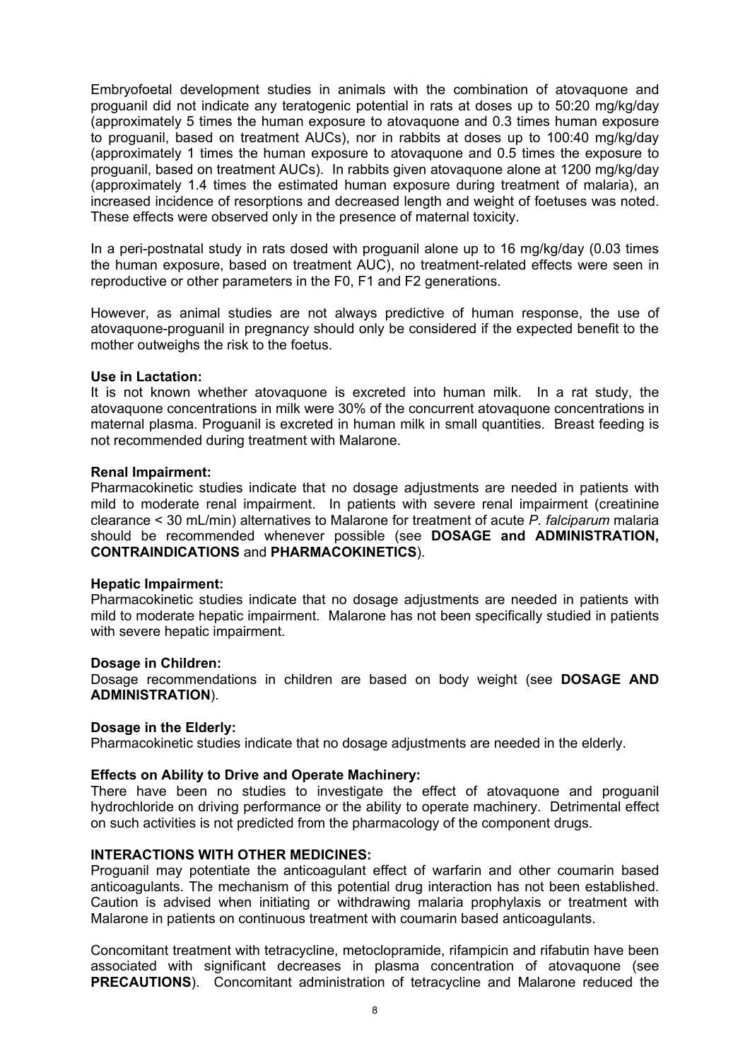Embryofoetal development studies in animals with the combination of atovaquone and proguanil did not indicate any teratogenic potential in rats at doses up to 50:20 mg/kg/day (approximately 5 times the human exposure to atovaquone and 0.3 times human exposure to proguanil, based on treatment AUCs), nor in rabbits at doses up to 100:40 mg/kg/day (approximately 1 times the human exposure to atovaquone and 0.5 times the exposure to proguanil, based on treatment AUCs). In rabbits given atovaquone alone at 1200 mg/kg/day (approximately 1.4 times the estimated human exposure during treatment of malaria), an increased incidence of resorptions and decreased length and weight of foetuses was noted. These effects were observed only in the presence of maternal toxicity.

In a peri-postnatal study in rats dosed with proguanil alone up to 16 mg/kg/day (0.03 times the human exposure, based on treatment AUC), no treatment-related effects were seen in reproductive or other parameters in the F0, F1 and F2 generations.

However, as animal studies are not always predictive of human response, the use of atovaquone-proguanil in pregnancy should only be considered if the expected benefit to the mother outweighs the risk to the foetus.

**Use in Lactation:**

It is not known whether atovaquone is excreted into human milk. In a rat study, the atovaquone concentrations in milk were 30% of the concurrent atovaquone concentrations in maternal plasma. Proguanil is excreted in human milk in small quantities. Breast feeding is not recommended during treatment with Malarone.

**Renal Impairment:**

Pharmacokinetic studies indicate that no dosage adjustments are needed in patients with mild to moderate renal impairment. In patients with severe renal impairment (creatinine clearance < 30 mL/min) alternatives to Malarone for treatment of acute *P. falciparum* malaria should be recommended whenever possible (see **DOSAGE and ADMINISTRATION, CONTRAINDICATIONS** and **PHARMACOKINETICS**).

**Hepatic Impairment:**

Pharmacokinetic studies indicate that no dosage adjustments are needed in patients with mild to moderate hepatic impairment. Malarone has not been specifically studied in patients with severe hepatic impairment.

**Dosage in Children:**

Dosage recommendations in children are based on body weight (see **DOSAGE AND ADMINISTRATION**).

**Dosage in the Elderly:**

Pharmacokinetic studies indicate that no dosage adjustments are needed in the elderly.

**Effects on Ability to Drive and Operate Machinery:**

There have been no studies to investigate the effect of atovaquone and proguanil hydrochloride on driving performance or the ability to operate machinery. Detrimental effect on such activities is not predicted from the pharmacology of the component drugs.

**INTERACTIONS WITH OTHER MEDICINES:**

Proguanil may potentiate the anticoagulant effect of warfarin and other coumarin based anticoagulants. The mechanism of this potential drug interaction has not been established. Caution is advised when initiating or withdrawing malaria prophylaxis or treatment with Malarone in patients on continuous treatment with coumarin based anticoagulants.

Concomitant treatment with tetracycline, metoclopramide, rifampicin and rifabutin have been associated with significant decreases in plasma concentration of atovaquone (see **PRECAUTIONS**). Concomitant administration of tetracycline and Malarone reduced the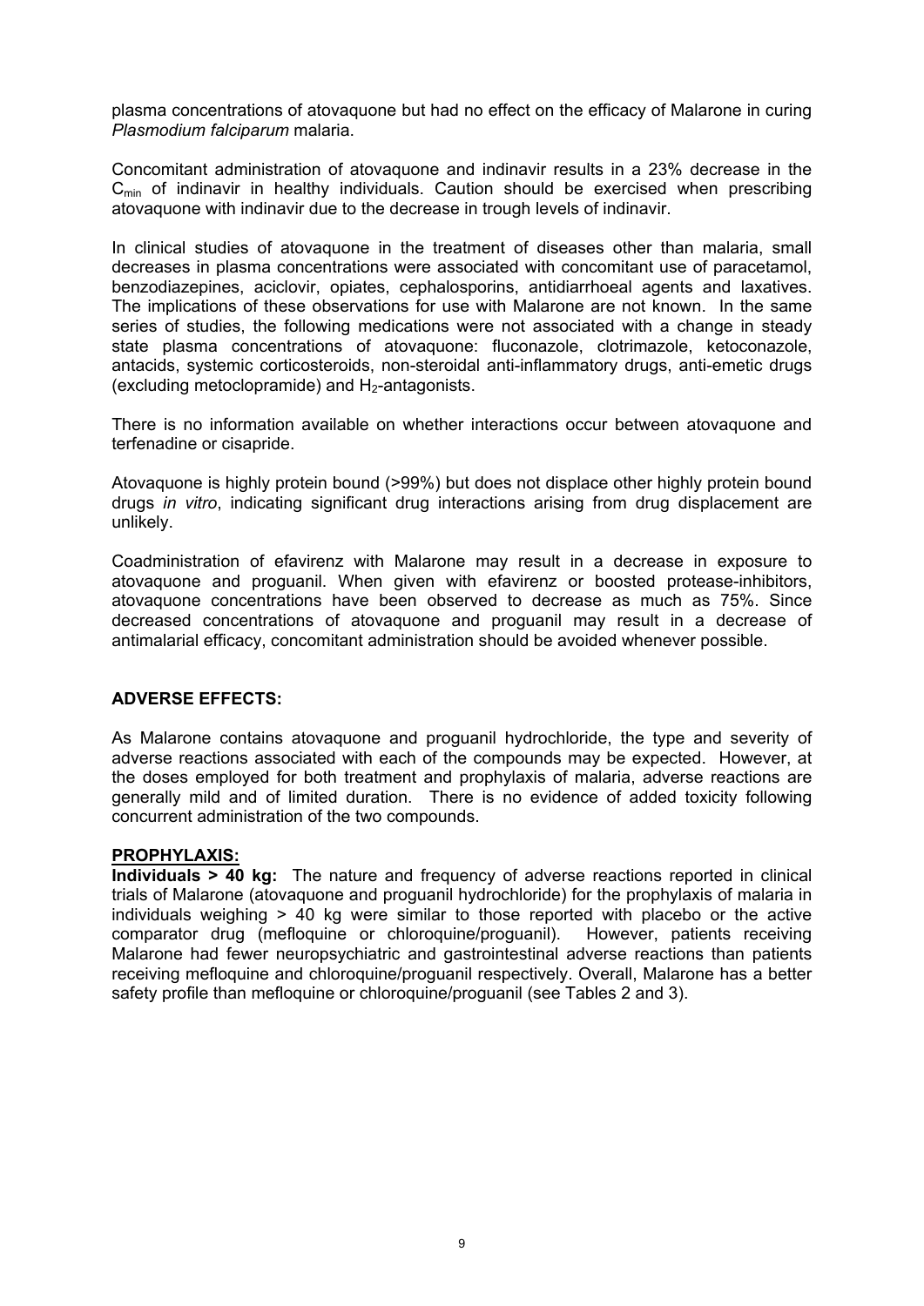plasma concentrations of atovaquone but had no effect on the efficacy of Malarone in curing *Plasmodium falciparum* malaria.

Concomitant administration of atovaquone and indinavir results in a 23% decrease in the $C_{min}$ of indinavir in healthy individuals. Caution should be exercised when prescribing atovaquone with indinavir due to the decrease in trough levels of indinavir.

In clinical studies of atovaquone in the treatment of diseases other than malaria, small decreases in plasma concentrations were associated with concomitant use of paracetamol, benzodiazepines, aciclovir, opiates, cephalosporins, antidiarrhoeal agents and laxatives. The implications of these observations for use with Malarone are not known. In the same series of studies, the following medications were not associated with a change in steady state plasma concentrations of atovaquone: fluconazole, clotrimazole, ketoconazole, antacids, systemic corticosteroids, non-steroidal anti-inflammatory drugs, anti-emetic drugs (excluding metoclopramide) and $H_2$-antagonists.

There is no information available on whether interactions occur between atovaquone and terfenadine or cisapride.

Atovaquone is highly protein bound (>99%) but does not displace other highly protein bound drugs *in vitro*, indicating significant drug interactions arising from drug displacement are unlikely.

Coadministration of efavirenz with Malarone may result in a decrease in exposure to atovaquone and proguanil. When given with efavirenz or boosted protease-inhibitors, atovaquone concentrations have been observed to decrease as much as 75%. Since decreased concentrations of atovaquone and proguanil may result in a decrease of antimalarial efficacy, concomitant administration should be avoided whenever possible.

## ADVERSE EFFECTS:

As Malarone contains atovaquone and proguanil hydrochloride, the type and severity of adverse reactions associated with each of the compounds may be expected. However, at the doses employed for both treatment and prophylaxis of malaria, adverse reactions are generally mild and of limited duration. There is no evidence of added toxicity following concurrent administration of the two compounds.

### PROPHYLAXIS:

**Individuals > 40 kg:** The nature and frequency of adverse reactions reported in clinical trials of Malarone (atovaquone and proguanil hydrochloride) for the prophylaxis of malaria in individuals weighing > 40 kg were similar to those reported with placebo or the active comparator drug (mefloquine or chloroquine/proguanil). However, patients receiving Malarone had fewer neuropsychiatric and gastrointestinal adverse reactions than patients receiving mefloquine and chloroquine/proguanil respectively. Overall, Malarone has a better safety profile than mefloquine or chloroquine/proguanil (see Tables 2 and 3).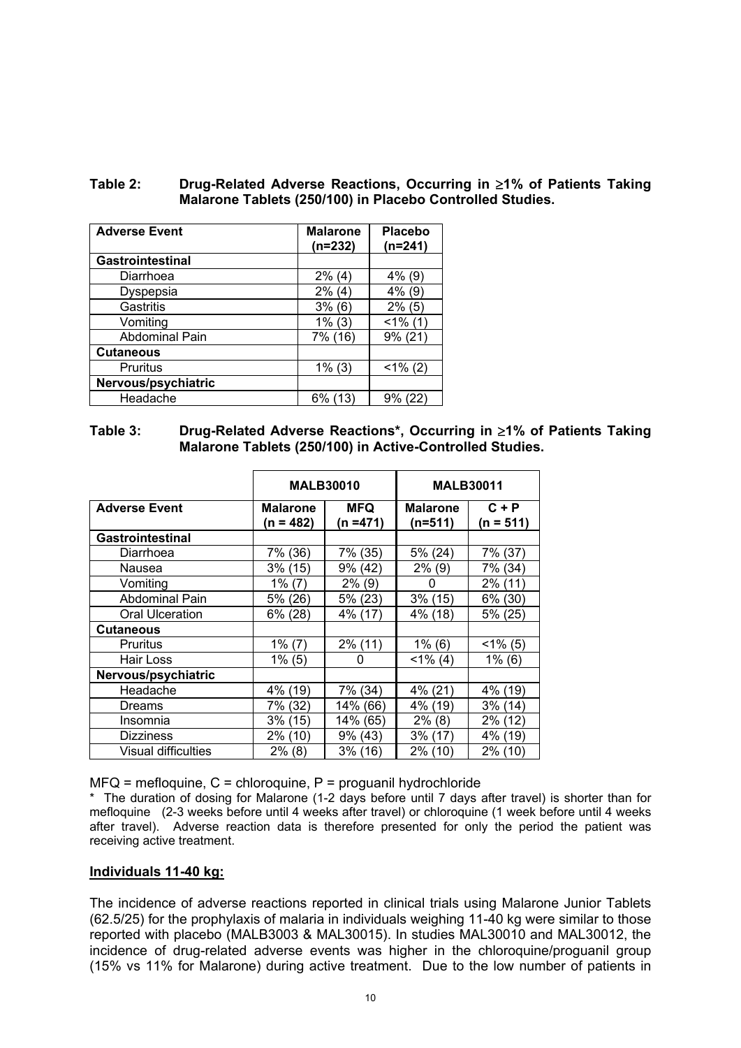**Table 2: Drug-Related Adverse Reactions, Occurring in ≥1% of Patients Taking Malarone Tablets (250/100) in Placebo Controlled Studies.**

| Adverse Event | Malarone (n=232) | Placebo (n=241) |
|---|---|---|
| **Gastrointestinal** | | |
| Diarrhoea | 2% (4) | 4% (9) |
| Dyspepsia | 2% (4) | 4% (9) |
| Gastritis | 3% (6) | 2% (5) |
| Vomiting | 1% (3) | <1% (1) |
| Abdominal Pain | 7% (16) | 9% (21) |
| **Cutaneous** | | |
| Pruritus | 1% (3) | <1% (2) |
| **Nervous/psychiatric** | | |
| Headache | 6% (13) | 9% (22) |

**Table 3: Drug-Related Adverse Reactions\*, Occurring in ≥1% of Patients Taking Malarone Tablets (250/100) in Active-Controlled Studies.**

| | MALB30010 | | MALB30011 | |
|---|---|---|---|---|
| **Adverse Event** | **Malarone (n = 482)** | **MFQ (n =471)** | **Malarone (n=511)** | **C + P (n = 511)** |
| **Gastrointestinal** | | | | |
| Diarrhoea | 7% (36) | 7% (35) | 5% (24) | 7% (37) |
| Nausea | 3% (15) | 9% (42) | 2% (9) | 7% (34) |
| Vomiting | 1% (7) | 2% (9) | 0 | 2% (11) |
| Abdominal Pain | 5% (26) | 5% (23) | 3% (15) | 6% (30) |
| Oral Ulceration | 6% (28) | 4% (17) | 4% (18) | 5% (25) |
| **Cutaneous** | | | | |
| Pruritus | 1% (7) | 2% (11) | 1% (6) | <1% (5) |
| Hair Loss | 1% (5) | 0 | <1% (4) | 1% (6) |
| **Nervous/psychiatric** | | | | |
| Headache | 4% (19) | 7% (34) | 4% (21) | 4% (19) |
| Dreams | 7% (32) | 14% (66) | 4% (19) | 3% (14) |
| Insomnia | 3% (15) | 14% (65) | 2% (8) | 2% (12) |
| Dizziness | 2% (10) | 9% (43) | 3% (17) | 4% (19) |
| Visual difficulties | 2% (8) | 3% (16) | 2% (10) | 2% (10) |

MFQ = mefloquine, C = chloroquine, P = proguanil hydrochloride

\* The duration of dosing for Malarone (1-2 days before until 7 days after travel) is shorter than for mefloquine (2-3 weeks before until 4 weeks after travel) or chloroquine (1 week before until 4 weeks after travel). Adverse reaction data is therefore presented for only the period the patient was receiving active treatment.

**Individuals 11-40 kg:**

The incidence of adverse reactions reported in clinical trials using Malarone Junior Tablets (62.5/25) for the prophylaxis of malaria in individuals weighing 11-40 kg were similar to those reported with placebo (MALB3003 & MAL30015). In studies MAL30010 and MAL30012, the incidence of drug-related adverse events was higher in the chloroquine/proguanil group (15% vs 11% for Malarone) during active treatment. Due to the low number of patients in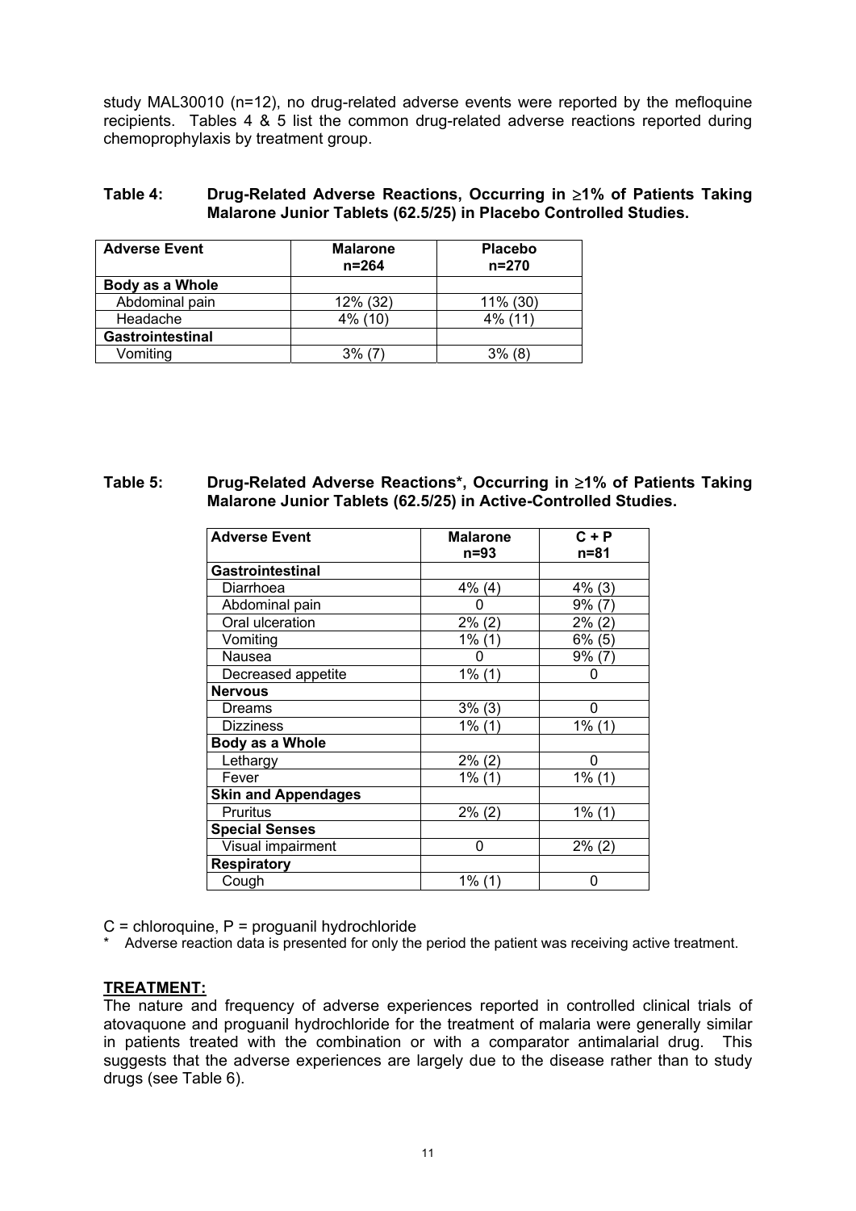study MAL30010 (n=12), no drug-related adverse events were reported by the mefloquine recipients. Tables 4 & 5 list the common drug-related adverse reactions reported during chemoprophylaxis by treatment group.

**Table 4: Drug-Related Adverse Reactions, Occurring in ≥1% of Patients Taking Malarone Junior Tablets (62.5/25) in Placebo Controlled Studies.**

| Adverse Event | Malarone n=264 | Placebo n=270 |
|---|---|---|
| **Body as a Whole** | | |
| Abdominal pain | 12% (32) | 11% (30) |
| Headache | 4% (10) | 4% (11) |
| **Gastrointestinal** | | |
| Vomiting | 3% (7) | 3% (8) |

**Table 5: Drug-Related Adverse Reactions\*, Occurring in ≥1% of Patients Taking Malarone Junior Tablets (62.5/25) in Active-Controlled Studies.**

| Adverse Event | Malarone n=93 | C + P n=81 |
|---|---|---|
| **Gastrointestinal** | | |
| Diarrhoea | 4% (4) | 4% (3) |
| Abdominal pain | 0 | 9% (7) |
| Oral ulceration | 2% (2) | 2% (2) |
| Vomiting | 1% (1) | 6% (5) |
| Nausea | 0 | 9% (7) |
| Decreased appetite | 1% (1) | 0 |
| **Nervous** | | |
| Dreams | 3% (3) | 0 |
| Dizziness | 1% (1) | 1% (1) |
| **Body as a Whole** | | |
| Lethargy | 2% (2) | 0 |
| Fever | 1% (1) | 1% (1) |
| **Skin and Appendages** | | |
| Pruritus | 2% (2) | 1% (1) |
| **Special Senses** | | |
| Visual impairment | 0 | 2% (2) |
| **Respiratory** | | |
| Cough | 1% (1) | 0 |

C = chloroquine, P = proguanil hydrochloride

\* Adverse reaction data is presented for only the period the patient was receiving active treatment.

## TREATMENT:

The nature and frequency of adverse experiences reported in controlled clinical trials of atovaquone and proguanil hydrochloride for the treatment of malaria were generally similar in patients treated with the combination or with a comparator antimalarial drug. This suggests that the adverse experiences are largely due to the disease rather than to study drugs (see Table 6).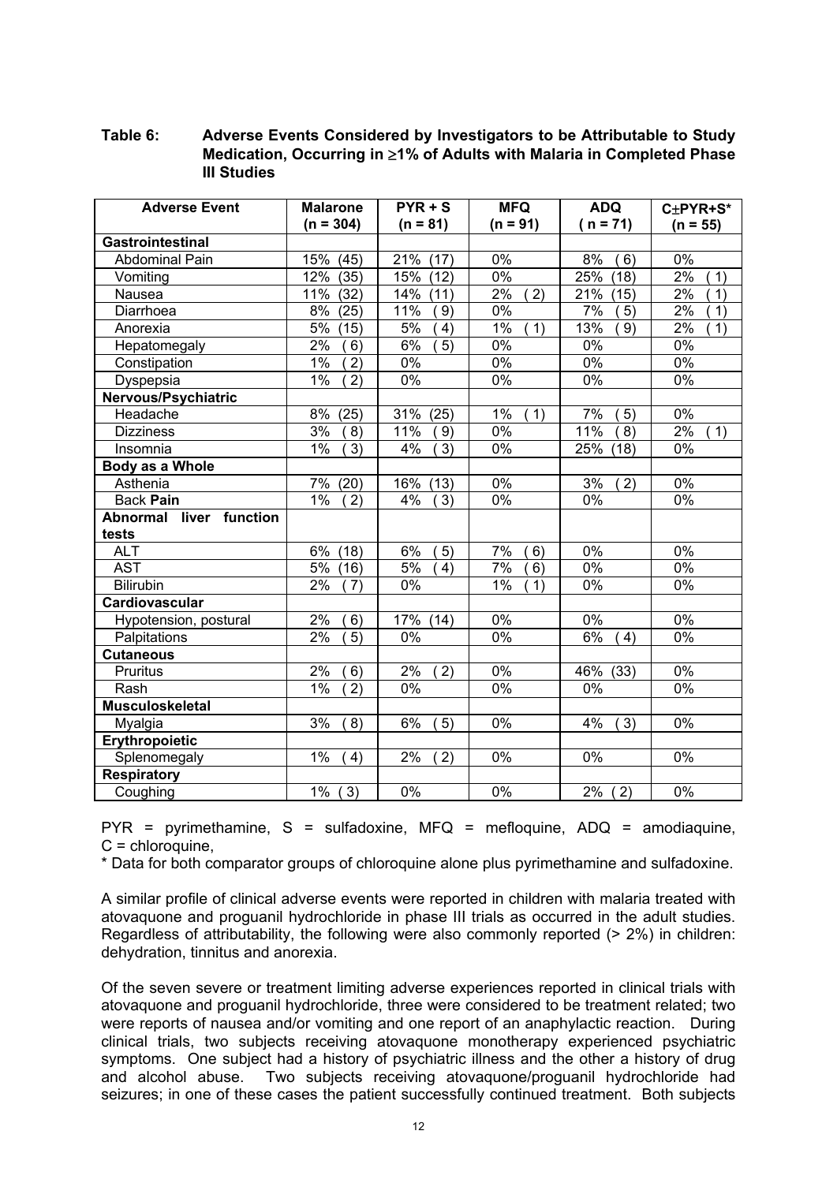**Table 6: Adverse Events Considered by Investigators to be Attributable to Study Medication, Occurring in ≥1% of Adults with Malaria in Completed Phase III Studies**

| Adverse Event | Malarone (n = 304) | PYR + S (n = 81) | MFQ (n = 91) | ADQ ( n = 71) | C±PYR+S* (n = 55) |
|---|---|---|---|---|---|
| **Gastrointestinal** | | | | | |
| Abdominal Pain | 15% (45) | 21% (17) | 0% | 8% ( 6) | 0% |
| Vomiting | 12% (35) | 15% (12) | 0% | 25% (18) | 2% ( 1) |
| Nausea | 11% (32) | 14% (11) | 2% ( 2) | 21% (15) | 2% ( 1) |
| Diarrhoea | 8% (25) | 11% ( 9) | 0% | 7% ( 5) | 2% ( 1) |
| Anorexia | 5% (15) | 5% ( 4) | 1% ( 1) | 13% ( 9) | 2% ( 1) |
| Hepatomegaly | 2% ( 6) | 6% ( 5) | 0% | 0% | 0% |
| Constipation | 1% ( 2) | 0% | 0% | 0% | 0% |
| Dyspepsia | 1% ( 2) | 0% | 0% | 0% | 0% |
| **Nervous/Psychiatric** | | | | | |
| Headache | 8% (25) | 31% (25) | 1% ( 1) | 7% ( 5) | 0% |
| Dizziness | 3% ( 8) | 11% ( 9) | 0% | 11% ( 8) | 2% ( 1) |
| Insomnia | 1% ( 3) | 4% ( 3) | 0% | 25% (18) | 0% |
| **Body as a Whole** | | | | | |
| Asthenia | 7% (20) | 16% (13) | 0% | 3% ( 2) | 0% |
| Back **Pain** | 1% ( 2) | 4% ( 3) | 0% | 0% | 0% |
| **Abnormal liver function tests** | | | | | |
| ALT | 6% (18) | 6% ( 5) | 7% ( 6) | 0% | 0% |
| AST | 5% (16) | 5% ( 4) | 7% ( 6) | 0% | 0% |
| Bilirubin | 2% ( 7) | 0% | 1% ( 1) | 0% | 0% |
| **Cardiovascular** | | | | | |
| Hypotension, postural | 2% ( 6) | 17% (14) | 0% | 0% | 0% |
| Palpitations | 2% ( 5) | 0% | 0% | 6% ( 4) | 0% |
| **Cutaneous** | | | | | |
| Pruritus | 2% ( 6) | 2% ( 2) | 0% | 46% (33) | 0% |
| Rash | 1% ( 2) | 0% | 0% | 0% | 0% |
| **Musculoskeletal** | | | | | |
| Myalgia | 3% ( 8) | 6% ( 5) | 0% | 4% ( 3) | 0% |
| **Erythropoietic** | | | | | |
| Splenomegaly | 1% ( 4) | 2% ( 2) | 0% | 0% | 0% |
| **Respiratory** | | | | | |
| Coughing | 1% ( 3) | 0% | 0% | 2% ( 2) | 0% |

PYR = pyrimethamine, S = sulfadoxine, MFQ = mefloquine, ADQ = amodiaquine, C = chloroquine,

* Data for both comparator groups of chloroquine alone plus pyrimethamine and sulfadoxine.

A similar profile of clinical adverse events were reported in children with malaria treated with atovaquone and proguanil hydrochloride in phase III trials as occurred in the adult studies. Regardless of attributability, the following were also commonly reported (> 2%) in children: dehydration, tinnitus and anorexia.

Of the seven severe or treatment limiting adverse experiences reported in clinical trials with atovaquone and proguanil hydrochloride, three were considered to be treatment related; two were reports of nausea and/or vomiting and one report of an anaphylactic reaction. During clinical trials, two subjects receiving atovaquone monotherapy experienced psychiatric symptoms. One subject had a history of psychiatric illness and the other a history of drug and alcohol abuse. Two subjects receiving atovaquone/proguanil hydrochloride had seizures; in one of these cases the patient successfully continued treatment. Both subjects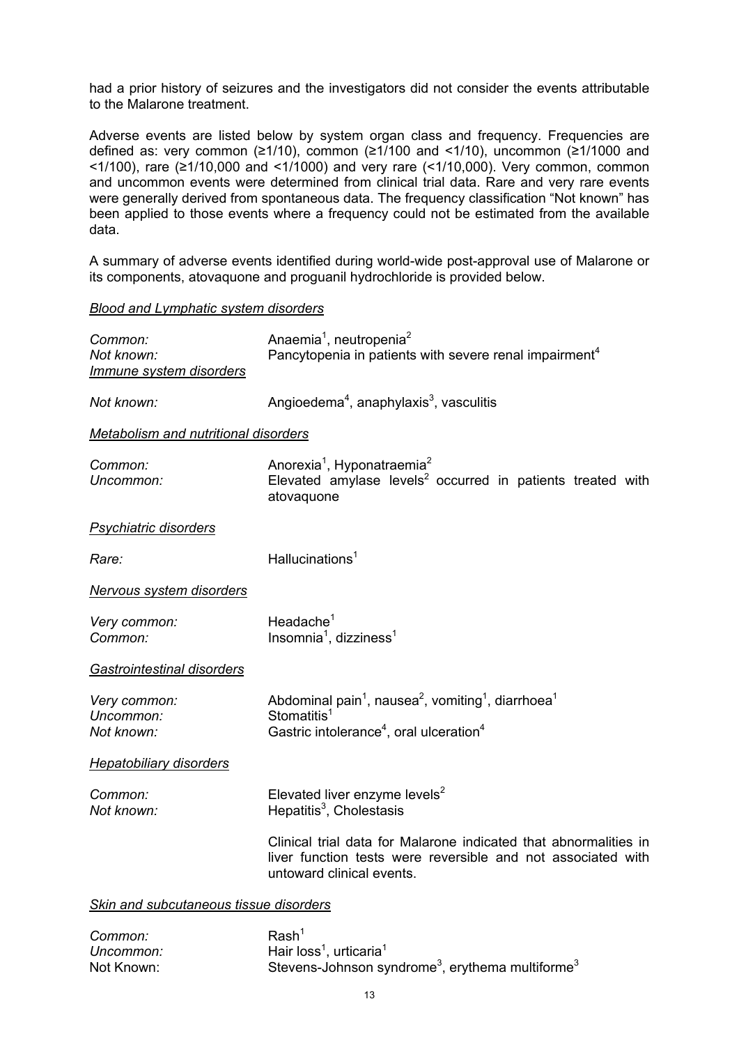had a prior history of seizures and the investigators did not consider the events attributable to the Malarone treatment.

Adverse events are listed below by system organ class and frequency. Frequencies are defined as: very common (≥1/10), common (≥1/100 and <1/10), uncommon (≥1/1000 and <1/100), rare (≥1/10,000 and <1/1000) and very rare (<1/10,000). Very common, common and uncommon events were determined from clinical trial data. Rare and very rare events were generally derived from spontaneous data. The frequency classification "Not known" has been applied to those events where a frequency could not be estimated from the available data.

A summary of adverse events identified during world-wide post-approval use of Malarone or its components, atovaquone and proguanil hydrochloride is provided below.

*Blood and Lymphatic system disorders*

| | |
|---|---|
| *Common:* | Anaemia[1], neutropenia[2] |
| *Not known:* | Pancytopenia in patients with severe renal impairment[4] |

*Immune system disorders*

| | |
|---|---|
| *Not known:* | Angioedema[4], anaphylaxis[3], vasculitis |

*Metabolism and nutritional disorders*

| | |
|---|---|
| *Common:* | Anorexia[1], Hyponatraemia[2] |
| *Uncommon:* | Elevated amylase levels[2] occurred in patients treated with atovaquone |

*Psychiatric disorders*

| | |
|---|---|
| *Rare:* | Hallucinations[1] |

*Nervous system disorders*

| | |
|---|---|
| *Very common:* | Headache[1] |
| *Common:* | Insomnia[1], dizziness[1] |

*Gastrointestinal disorders*

| | |
|---|---|
| *Very common:* | Abdominal pain[1], nausea[2], vomiting[1], diarrhoea[1] |
| *Uncommon:* | Stomatitis[1] |
| *Not known:* | Gastric intolerance[4], oral ulceration[4] |

*Hepatobiliary disorders*

| | |
|---|---|
| *Common:* | Elevated liver enzyme levels[2] |
| *Not known:* | Hepatitis[3], Cholestasis |

Clinical trial data for Malarone indicated that abnormalities in liver function tests were reversible and not associated with untoward clinical events.

*Skin and subcutaneous tissue disorders*

| | |
|---|---|
| *Common:* | Rash[1] |
| *Uncommon:* | Hair loss[1], urticaria[1] |
| Not Known: | Stevens-Johnson syndrome[3], erythema multiforme[3] |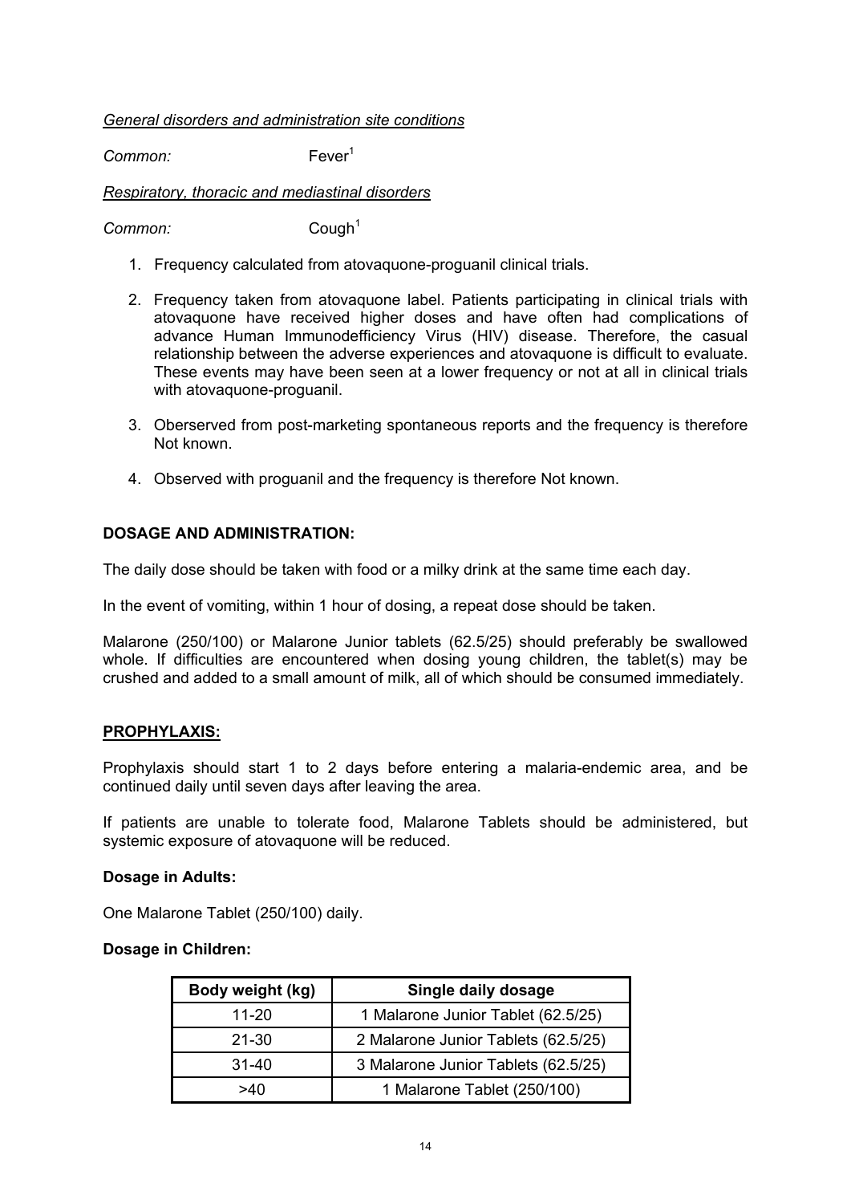*General disorders and administration site conditions*

*Common:* Fever[1]

*Respiratory, thoracic and mediastinal disorders*

*Common:* Cough[1]

1. Frequency calculated from atovaquone-proguanil clinical trials.

2. Frequency taken from atovaquone label. Patients participating in clinical trials with atovaquone have received higher doses and have often had complications of advance Human Immunodefficiency Virus (HIV) disease. Therefore, the casual relationship between the adverse experiences and atovaquone is difficult to evaluate. These events may have been seen at a lower frequency or not at all in clinical trials with atovaquone-proguanil.

3. Oberserved from post-marketing spontaneous reports and the frequency is therefore Not known.

4. Observed with proguanil and the frequency is therefore Not known.

**DOSAGE AND ADMINISTRATION:**

The daily dose should be taken with food or a milky drink at the same time each day.

In the event of vomiting, within 1 hour of dosing, a repeat dose should be taken.

Malarone (250/100) or Malarone Junior tablets (62.5/25) should preferably be swallowed whole. If difficulties are encountered when dosing young children, the tablet(s) may be crushed and added to a small amount of milk, all of which should be consumed immediately.

**PROPHYLAXIS:**

Prophylaxis should start 1 to 2 days before entering a malaria-endemic area, and be continued daily until seven days after leaving the area.

If patients are unable to tolerate food, Malarone Tablets should be administered, but systemic exposure of atovaquone will be reduced.

**Dosage in Adults:**

One Malarone Tablet (250/100) daily.

**Dosage in Children:**

| Body weight (kg) | Single daily dosage |
|---|---|
| 11-20 | 1 Malarone Junior Tablet (62.5/25) |
| 21-30 | 2 Malarone Junior Tablets (62.5/25) |
| 31-40 | 3 Malarone Junior Tablets (62.5/25) |
| >40 | 1 Malarone Tablet (250/100) |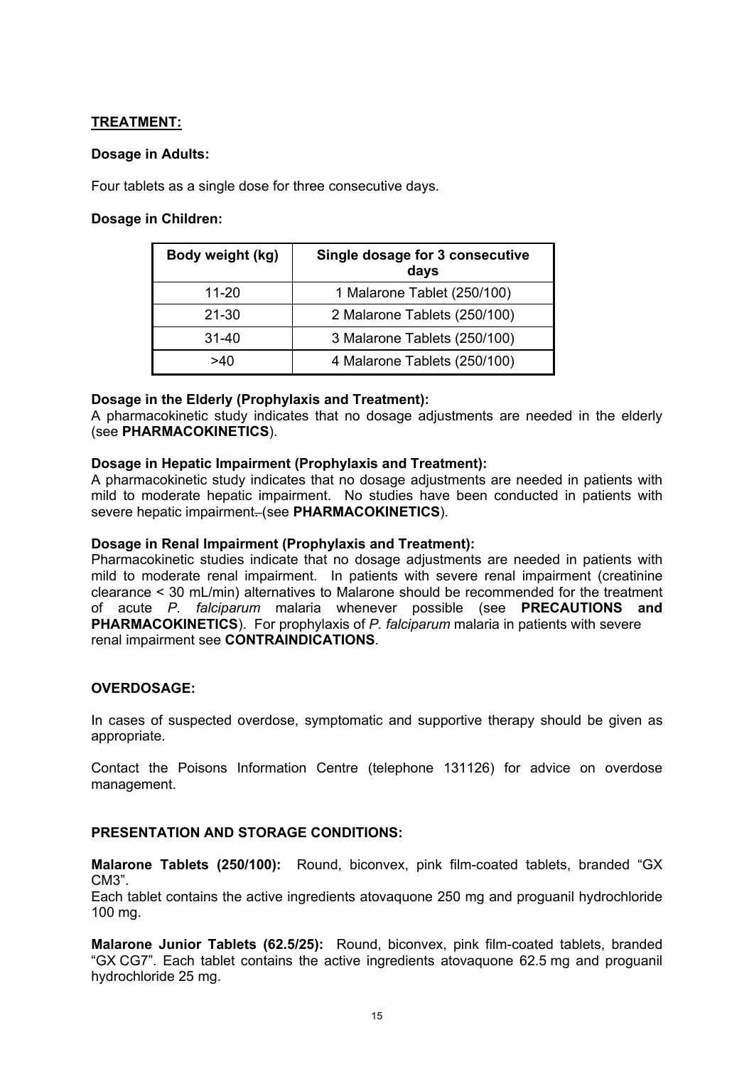## TREATMENT:

**Dosage in Adults:**

Four tablets as a single dose for three consecutive days.

**Dosage in Children:**

| Body weight (kg) | Single dosage for 3 consecutive days |
|---|---|
| 11-20 | 1 Malarone Tablet (250/100) |
| 21-30 | 2 Malarone Tablets (250/100) |
| 31-40 | 3 Malarone Tablets (250/100) |
| >40 | 4 Malarone Tablets (250/100) |

**Dosage in the Elderly (Prophylaxis and Treatment):**
A pharmacokinetic study indicates that no dosage adjustments are needed in the elderly (see **PHARMACOKINETICS**).

**Dosage in Hepatic Impairment (Prophylaxis and Treatment):**
A pharmacokinetic study indicates that no dosage adjustments are needed in patients with mild to moderate hepatic impairment. No studies have been conducted in patients with severe hepatic impairment. (see **PHARMACOKINETICS**).

**Dosage in Renal Impairment (Prophylaxis and Treatment):**
Pharmacokinetic studies indicate that no dosage adjustments are needed in patients with mild to moderate renal impairment. In patients with severe renal impairment (creatinine clearance < 30 mL/min) alternatives to Malarone should be recommended for the treatment of acute *P. falciparum* malaria whenever possible (see **PRECAUTIONS and PHARMACOKINETICS**). For prophylaxis of *P. falciparum* malaria in patients with severe renal impairment see **CONTRAINDICATIONS**.

## OVERDOSAGE:

In cases of suspected overdose, symptomatic and supportive therapy should be given as appropriate.

Contact the Poisons Information Centre (telephone 131126) for advice on overdose management.

## PRESENTATION AND STORAGE CONDITIONS:

**Malarone Tablets (250/100):** Round, biconvex, pink film-coated tablets, branded "GX CM3".
Each tablet contains the active ingredients atovaquone 250 mg and proguanil hydrochloride 100 mg.

**Malarone Junior Tablets (62.5/25):** Round, biconvex, pink film-coated tablets, branded "GX CG7". Each tablet contains the active ingredients atovaquone 62.5 mg and proguanil hydrochloride 25 mg.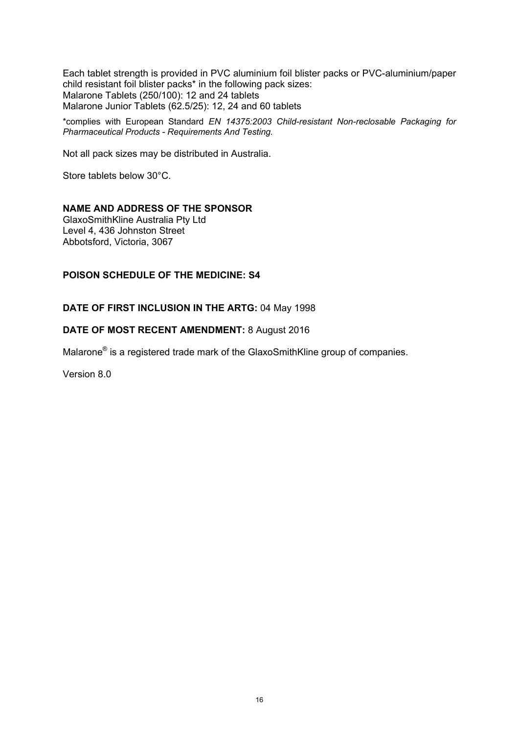Each tablet strength is provided in PVC aluminium foil blister packs or PVC-aluminium/paper child resistant foil blister packs* in the following pack sizes:
Malarone Tablets (250/100): 12 and 24 tablets
Malarone Junior Tablets (62.5/25): 12, 24 and 60 tablets

*complies with European Standard *EN 14375:2003 Child-resistant Non-reclosable Packaging for Pharmaceutical Products - Requirements And Testing.*

Not all pack sizes may be distributed in Australia.

Store tablets below 30°C.

**NAME AND ADDRESS OF THE SPONSOR**

GlaxoSmithKline Australia Pty Ltd
Level 4, 436 Johnston Street
Abbotsford, Victoria, 3067

**POISON SCHEDULE OF THE MEDICINE: S4**

**DATE OF FIRST INCLUSION IN THE ARTG:** 04 May 1998

**DATE OF MOST RECENT AMENDMENT:** 8 August 2016

Malarone® is a registered trade mark of the GlaxoSmithKline group of companies.

Version 8.0